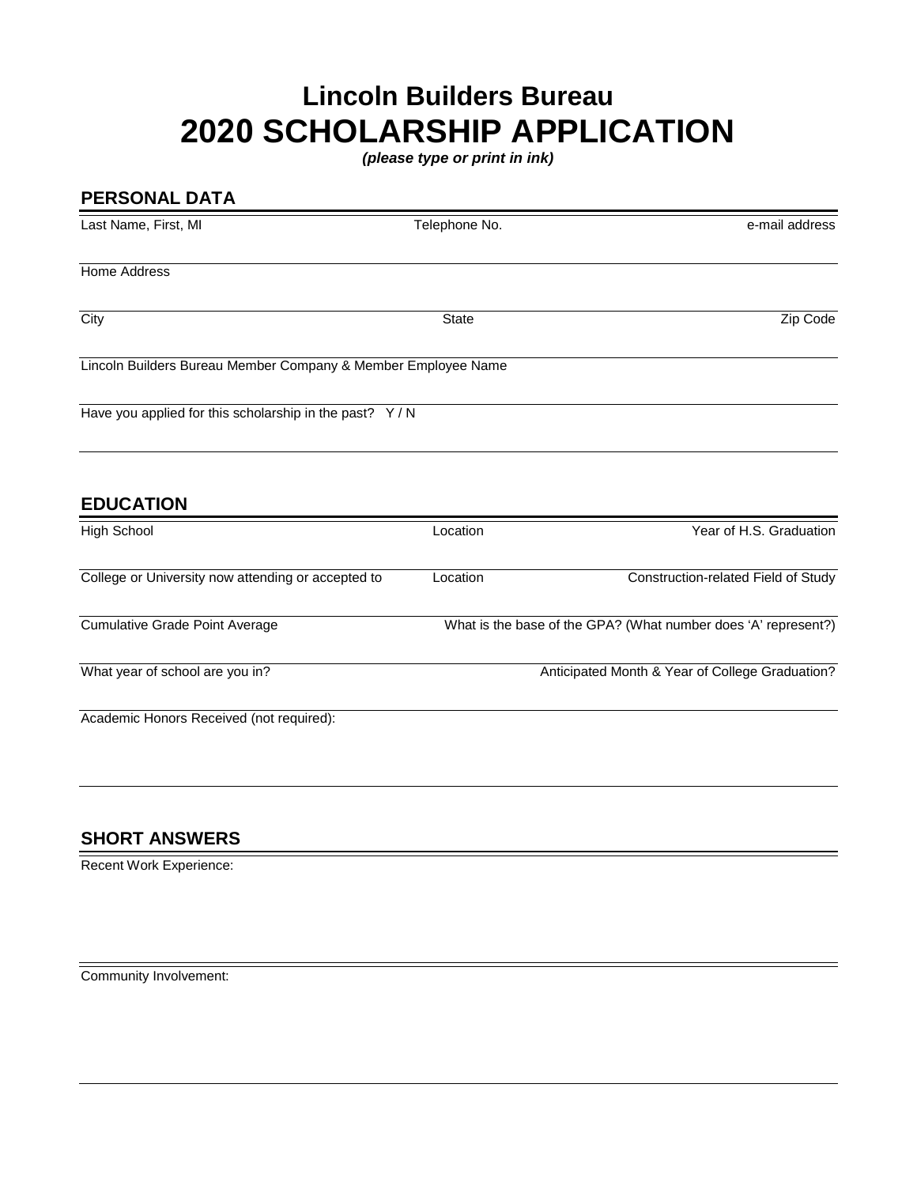# Lincoln Builders Bureau
# 2020 SCHOLARSHIP APPLICATION

***(please type or print in ink)***

## PERSONAL DATA

| Last Name, First, MI | Telephone No. | e-mail address |
|---|---|---|
| | | |

Home Address

| City | State | Zip Code |
|---|---|---|
| | | |

Lincoln Builders Bureau Member Company & Member Employee Name

Have you applied for this scholarship in the past? Y / N

## EDUCATION

| High School | Location | Year of H.S. Graduation |
|---|---|---|
| | | |

| College or University now attending or accepted to | Location | Construction-related Field of Study |
|---|---|---|
| | | |

| Cumulative Grade Point Average | What is the base of the GPA? (What number does 'A' represent?) |
|---|---|
| | |

| What year of school are you in? | Anticipated Month & Year of College Graduation? |
|---|---|
| | |

Academic Honors Received (not required):

## SHORT ANSWERS

Recent Work Experience:

Community Involvement: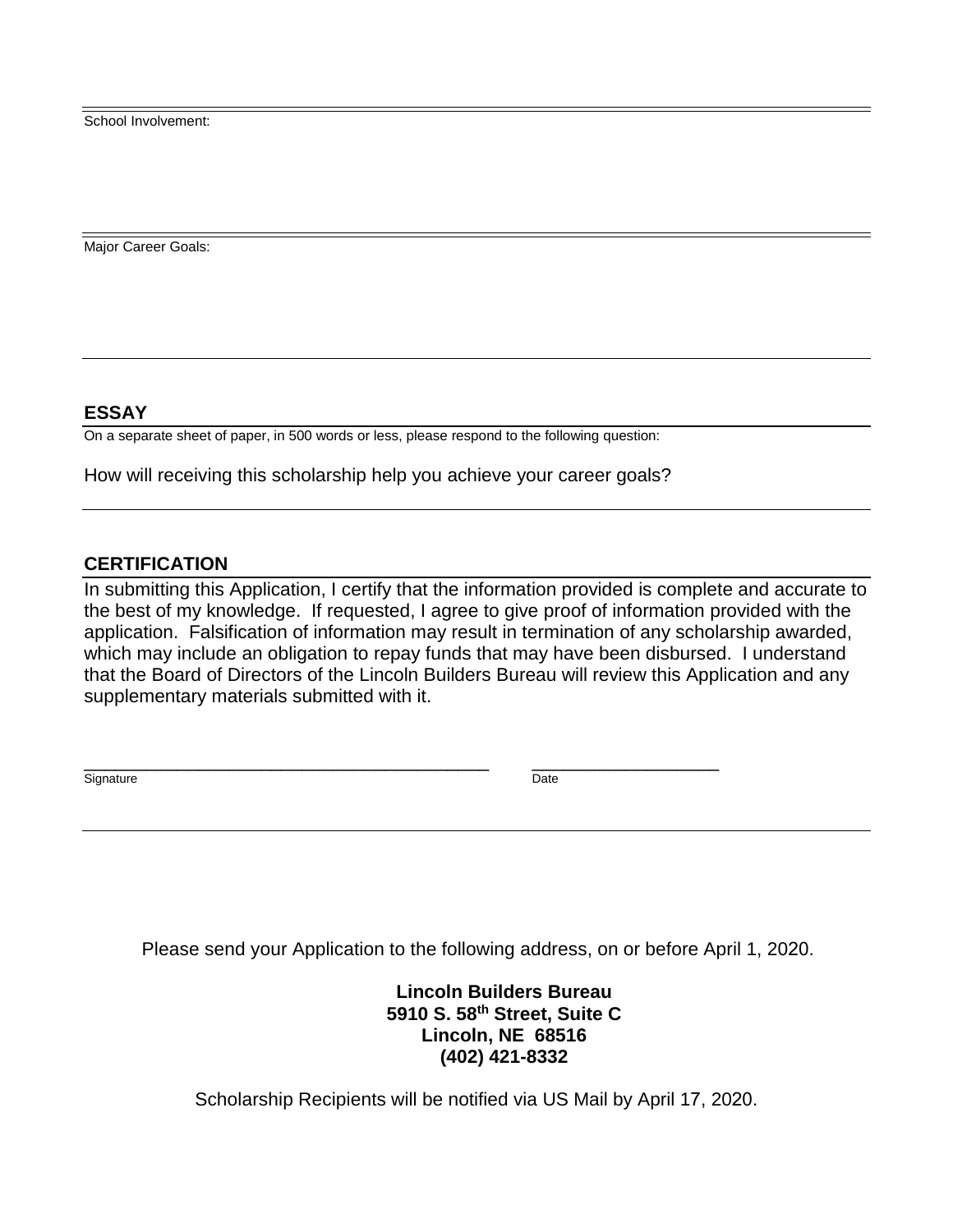School Involvement:

Major Career Goals:

## ESSAY

On a separate sheet of paper, in 500 words or less, please respond to the following question:

How will receiving this scholarship help you achieve your career goals?

## CERTIFICATION

In submitting this Application, I certify that the information provided is complete and accurate to the best of my knowledge. If requested, I agree to give proof of information provided with the application. Falsification of information may result in termination of any scholarship awarded, which may include an obligation to repay funds that may have been disbursed. I understand that the Board of Directors of the Lincoln Builders Bureau will review this Application and any supplementary materials submitted with it.

\_\_\_\_\_\_\_\_\_\_\_\_\_\_\_\_\_\_\_\_\_\_\_\_\_\_\_\_\_\_\_\_\_\_\_\_\_\_\_\_\_\_ \_\_\_\_\_\_\_\_\_\_\_\_\_\_\_\_\_\_\_\_
Signature Date

Please send your Application to the following address, on or before April 1, 2020.

**Lincoln Builders Bureau**
**5910 S. 58th Street, Suite C**
**Lincoln, NE 68516**
**(402) 421-8332**

Scholarship Recipients will be notified via US Mail by April 17, 2020.